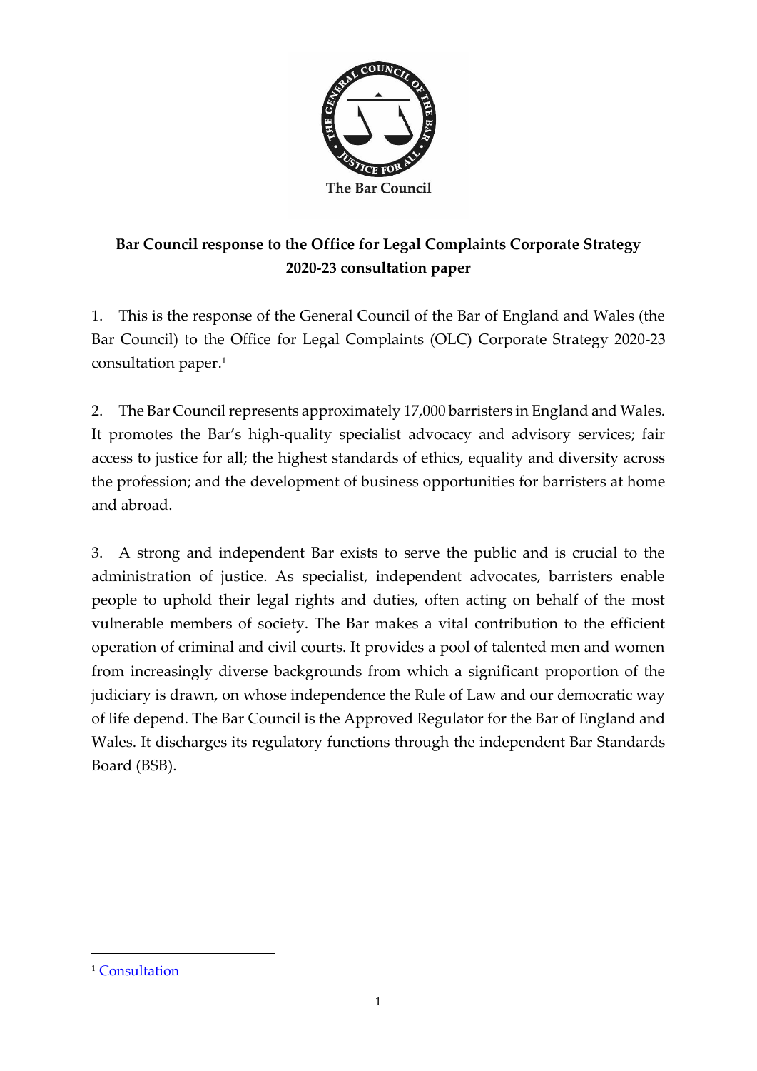The Bar Council

**Bar Council response to the Office for Legal Complaints Corporate Strategy 2020-23 consultation paper**

1. This is the response of the General Council of the Bar of England and Wales (the Bar Council) to the Office for Legal Complaints (OLC) Corporate Strategy 2020-23 consultation paper.[1]

2. The Bar Council represents approximately 17,000 barristers in England and Wales. It promotes the Bar's high-quality specialist advocacy and advisory services; fair access to justice for all; the highest standards of ethics, equality and diversity across the profession; and the development of business opportunities for barristers at home and abroad.

3. A strong and independent Bar exists to serve the public and is crucial to the administration of justice. As specialist, independent advocates, barristers enable people to uphold their legal rights and duties, often acting on behalf of the most vulnerable members of society. The Bar makes a vital contribution to the efficient operation of criminal and civil courts. It provides a pool of talented men and women from increasingly diverse backgrounds from which a significant proportion of the judiciary is drawn, on whose independence the Rule of Law and our democratic way of life depend. The Bar Council is the Approved Regulator for the Bar of England and Wales. It discharges its regulatory functions through the independent Bar Standards Board (BSB).

---

[1] Consultation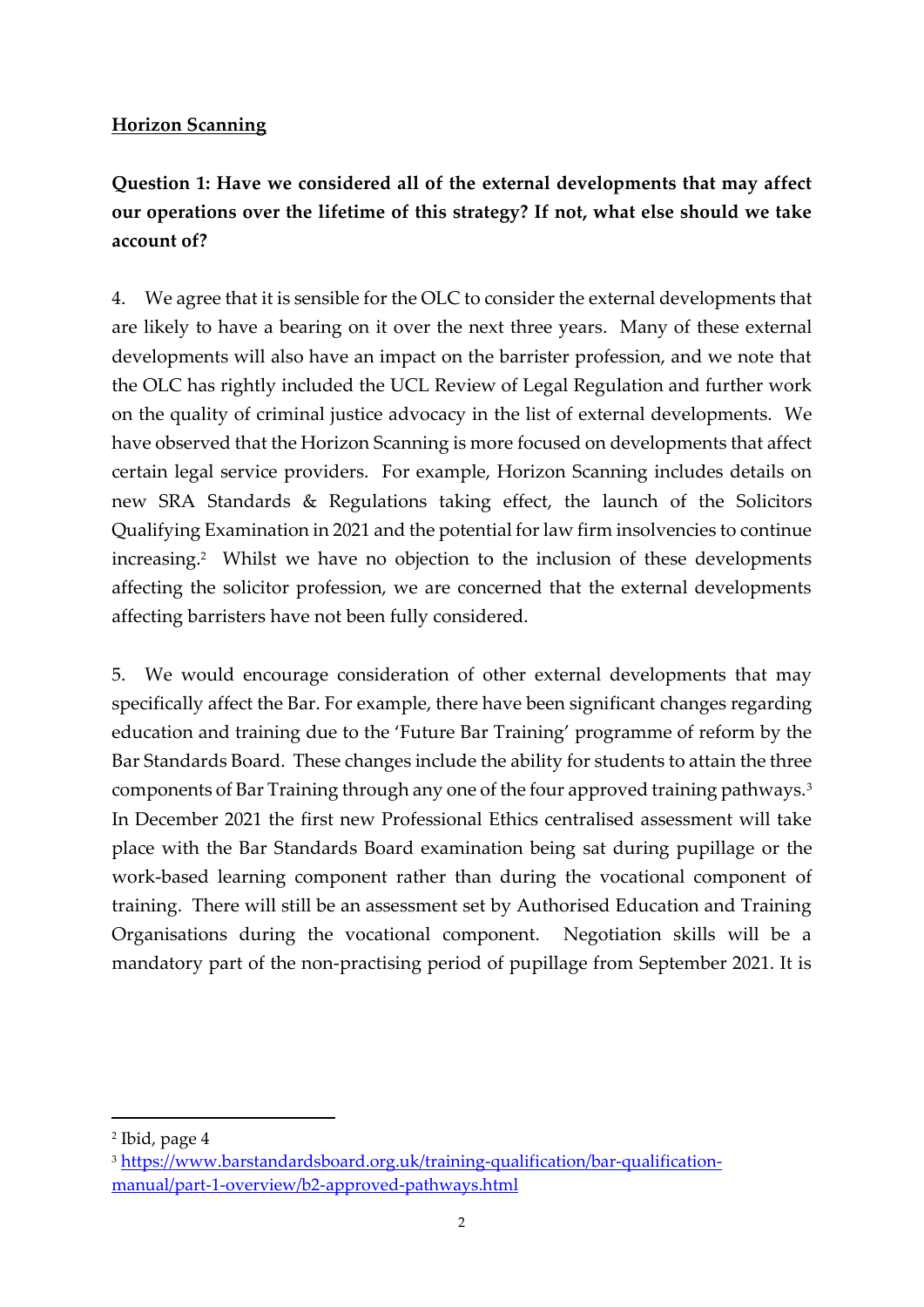## Horizon Scanning

**Question 1: Have we considered all of the external developments that may affect our operations over the lifetime of this strategy? If not, what else should we take account of?**

4. We agree that it is sensible for the OLC to consider the external developments that are likely to have a bearing on it over the next three years. Many of these external developments will also have an impact on the barrister profession, and we note that the OLC has rightly included the UCL Review of Legal Regulation and further work on the quality of criminal justice advocacy in the list of external developments. We have observed that the Horizon Scanning is more focused on developments that affect certain legal service providers. For example, Horizon Scanning includes details on new SRA Standards & Regulations taking effect, the launch of the Solicitors Qualifying Examination in 2021 and the potential for law firm insolvencies to continue increasing.[2] Whilst we have no objection to the inclusion of these developments affecting the solicitor profession, we are concerned that the external developments affecting barristers have not been fully considered.

5. We would encourage consideration of other external developments that may specifically affect the Bar. For example, there have been significant changes regarding education and training due to the 'Future Bar Training' programme of reform by the Bar Standards Board. These changes include the ability for students to attain the three components of Bar Training through any one of the four approved training pathways.[3] In December 2021 the first new Professional Ethics centralised assessment will take place with the Bar Standards Board examination being sat during pupillage or the work-based learning component rather than during the vocational component of training. There will still be an assessment set by Authorised Education and Training Organisations during the vocational component. Negotiation skills will be a mandatory part of the non-practising period of pupillage from September 2021. It is

---

[2] Ibid, page 4

[3] https://www.barstandardsboard.org.uk/training-qualification/bar-qualification-manual/part-1-overview/b2-approved-pathways.html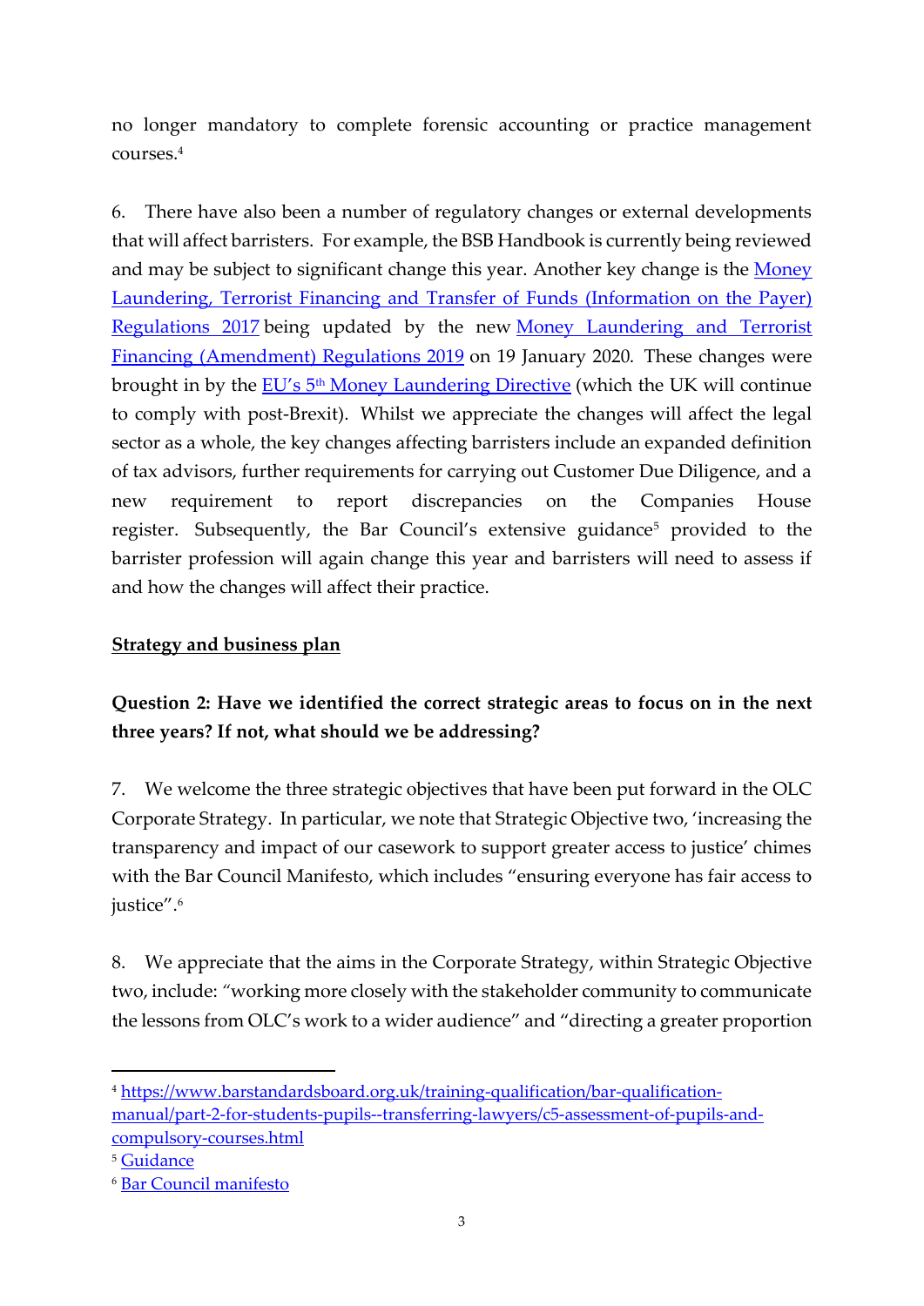no longer mandatory to complete forensic accounting or practice management courses.[4]

6. There have also been a number of regulatory changes or external developments that will affect barristers. For example, the BSB Handbook is currently being reviewed and may be subject to significant change this year. Another key change is the [Money Laundering, Terrorist Financing and Transfer of Funds (Information on the Payer) Regulations 2017](#) being updated by the new [Money Laundering and Terrorist Financing (Amendment) Regulations 2019](#) on 19 January 2020. These changes were brought in by the [EU's 5th Money Laundering Directive](#) (which the UK will continue to comply with post-Brexit). Whilst we appreciate the changes will affect the legal sector as a whole, the key changes affecting barristers include an expanded definition of tax advisors, further requirements for carrying out Customer Due Diligence, and a new requirement to report discrepancies on the Companies House register. Subsequently, the Bar Council's extensive guidance[5] provided to the barrister profession will again change this year and barristers will need to assess if and how the changes will affect their practice.

**Strategy and business plan**

**Question 2: Have we identified the correct strategic areas to focus on in the next three years? If not, what should we be addressing?**

7. We welcome the three strategic objectives that have been put forward in the OLC Corporate Strategy. In particular, we note that Strategic Objective two, 'increasing the transparency and impact of our casework to support greater access to justice' chimes with the Bar Council Manifesto, which includes "ensuring everyone has fair access to justice".[6]

8. We appreciate that the aims in the Corporate Strategy, within Strategic Objective two, include: "working more closely with the stakeholder community to communicate the lessons from OLC's work to a wider audience" and "directing a greater proportion

---

[4] https://www.barstandardsboard.org.uk/training-qualification/bar-qualification-manual/part-2-for-students-pupils--transferring-lawyers/c5-assessment-of-pupils-and-compulsory-courses.html

[5] Guidance

[6] Bar Council manifesto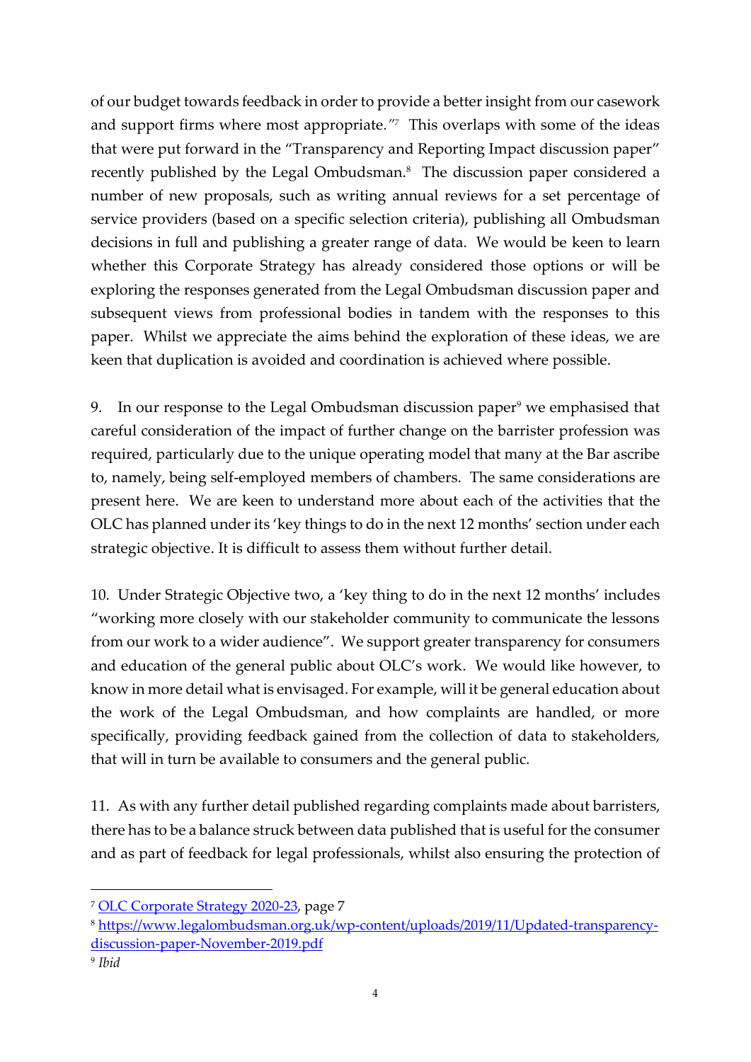of our budget towards feedback in order to provide a better insight from our casework and support firms where most appropriate."[7] This overlaps with some of the ideas that were put forward in the "Transparency and Reporting Impact discussion paper" recently published by the Legal Ombudsman.[8] The discussion paper considered a number of new proposals, such as writing annual reviews for a set percentage of service providers (based on a specific selection criteria), publishing all Ombudsman decisions in full and publishing a greater range of data. We would be keen to learn whether this Corporate Strategy has already considered those options or will be exploring the responses generated from the Legal Ombudsman discussion paper and subsequent views from professional bodies in tandem with the responses to this paper. Whilst we appreciate the aims behind the exploration of these ideas, we are keen that duplication is avoided and coordination is achieved where possible.

9. In our response to the Legal Ombudsman discussion paper[9] we emphasised that careful consideration of the impact of further change on the barrister profession was required, particularly due to the unique operating model that many at the Bar ascribe to, namely, being self-employed members of chambers. The same considerations are present here. We are keen to understand more about each of the activities that the OLC has planned under its 'key things to do in the next 12 months' section under each strategic objective. It is difficult to assess them without further detail.

10. Under Strategic Objective two, a 'key thing to do in the next 12 months' includes "working more closely with our stakeholder community to communicate the lessons from our work to a wider audience". We support greater transparency for consumers and education of the general public about OLC's work. We would like however, to know in more detail what is envisaged. For example, will it be general education about the work of the Legal Ombudsman, and how complaints are handled, or more specifically, providing feedback gained from the collection of data to stakeholders, that will in turn be available to consumers and the general public.

11. As with any further detail published regarding complaints made about barristers, there has to be a balance struck between data published that is useful for the consumer and as part of feedback for legal professionals, whilst also ensuring the protection of

---

[7] OLC Corporate Strategy 2020-23, page 7

[8] https://www.legalombudsman.org.uk/wp-content/uploads/2019/11/Updated-transparency-discussion-paper-November-2019.pdf

[9] *Ibid*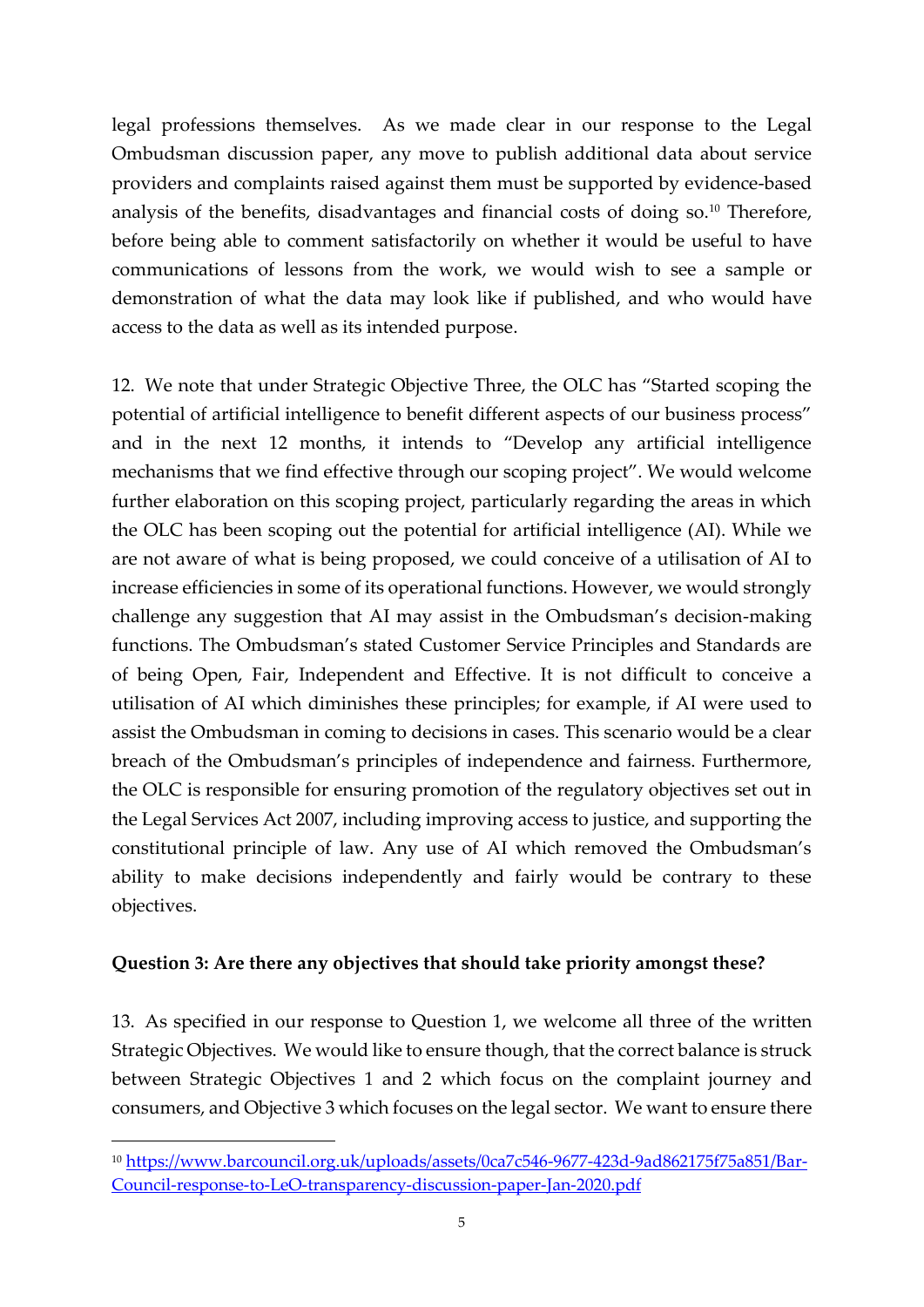legal professions themselves. As we made clear in our response to the Legal Ombudsman discussion paper, any move to publish additional data about service providers and complaints raised against them must be supported by evidence-based analysis of the benefits, disadvantages and financial costs of doing so.[10] Therefore, before being able to comment satisfactorily on whether it would be useful to have communications of lessons from the work, we would wish to see a sample or demonstration of what the data may look like if published, and who would have access to the data as well as its intended purpose.

12. We note that under Strategic Objective Three, the OLC has "Started scoping the potential of artificial intelligence to benefit different aspects of our business process" and in the next 12 months, it intends to "Develop any artificial intelligence mechanisms that we find effective through our scoping project". We would welcome further elaboration on this scoping project, particularly regarding the areas in which the OLC has been scoping out the potential for artificial intelligence (AI). While we are not aware of what is being proposed, we could conceive of a utilisation of AI to increase efficiencies in some of its operational functions. However, we would strongly challenge any suggestion that AI may assist in the Ombudsman's decision-making functions. The Ombudsman's stated Customer Service Principles and Standards are of being Open, Fair, Independent and Effective. It is not difficult to conceive a utilisation of AI which diminishes these principles; for example, if AI were used to assist the Ombudsman in coming to decisions in cases. This scenario would be a clear breach of the Ombudsman's principles of independence and fairness. Furthermore, the OLC is responsible for ensuring promotion of the regulatory objectives set out in the Legal Services Act 2007, including improving access to justice, and supporting the constitutional principle of law. Any use of AI which removed the Ombudsman's ability to make decisions independently and fairly would be contrary to these objectives.

**Question 3: Are there any objectives that should take priority amongst these?**

13. As specified in our response to Question 1, we welcome all three of the written Strategic Objectives. We would like to ensure though, that the correct balance is struck between Strategic Objectives 1 and 2 which focus on the complaint journey and consumers, and Objective 3 which focuses on the legal sector. We want to ensure there

[10] https://www.barcouncil.org.uk/uploads/assets/0ca7c546-9677-423d-9ad862175f75a851/Bar-Council-response-to-LeO-transparency-discussion-paper-Jan-2020.pdf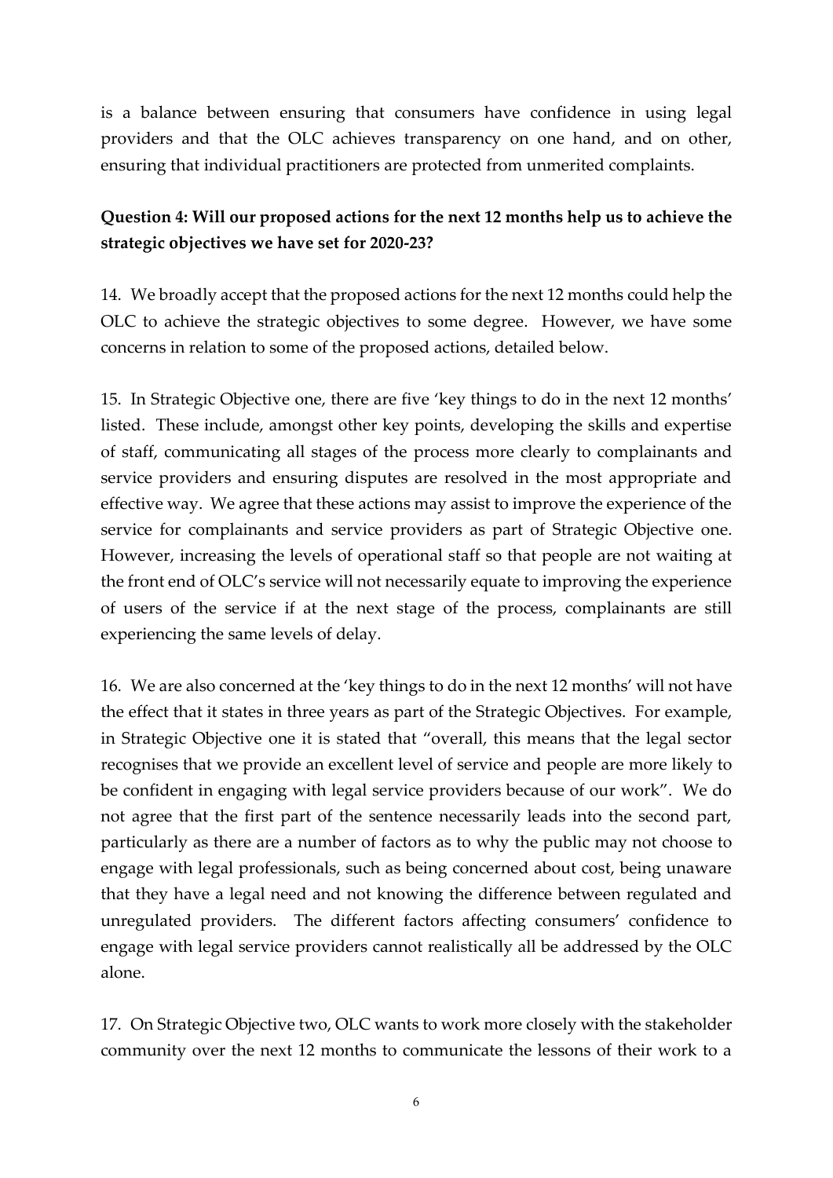is a balance between ensuring that consumers have confidence in using legal providers and that the OLC achieves transparency on one hand, and on other, ensuring that individual practitioners are protected from unmerited complaints.

**Question 4: Will our proposed actions for the next 12 months help us to achieve the strategic objectives we have set for 2020-23?**

14. We broadly accept that the proposed actions for the next 12 months could help the OLC to achieve the strategic objectives to some degree. However, we have some concerns in relation to some of the proposed actions, detailed below.

15. In Strategic Objective one, there are five 'key things to do in the next 12 months' listed. These include, amongst other key points, developing the skills and expertise of staff, communicating all stages of the process more clearly to complainants and service providers and ensuring disputes are resolved in the most appropriate and effective way. We agree that these actions may assist to improve the experience of the service for complainants and service providers as part of Strategic Objective one. However, increasing the levels of operational staff so that people are not waiting at the front end of OLC's service will not necessarily equate to improving the experience of users of the service if at the next stage of the process, complainants are still experiencing the same levels of delay.

16. We are also concerned at the 'key things to do in the next 12 months' will not have the effect that it states in three years as part of the Strategic Objectives. For example, in Strategic Objective one it is stated that "overall, this means that the legal sector recognises that we provide an excellent level of service and people are more likely to be confident in engaging with legal service providers because of our work". We do not agree that the first part of the sentence necessarily leads into the second part, particularly as there are a number of factors as to why the public may not choose to engage with legal professionals, such as being concerned about cost, being unaware that they have a legal need and not knowing the difference between regulated and unregulated providers. The different factors affecting consumers' confidence to engage with legal service providers cannot realistically all be addressed by the OLC alone.

17. On Strategic Objective two, OLC wants to work more closely with the stakeholder community over the next 12 months to communicate the lessons of their work to a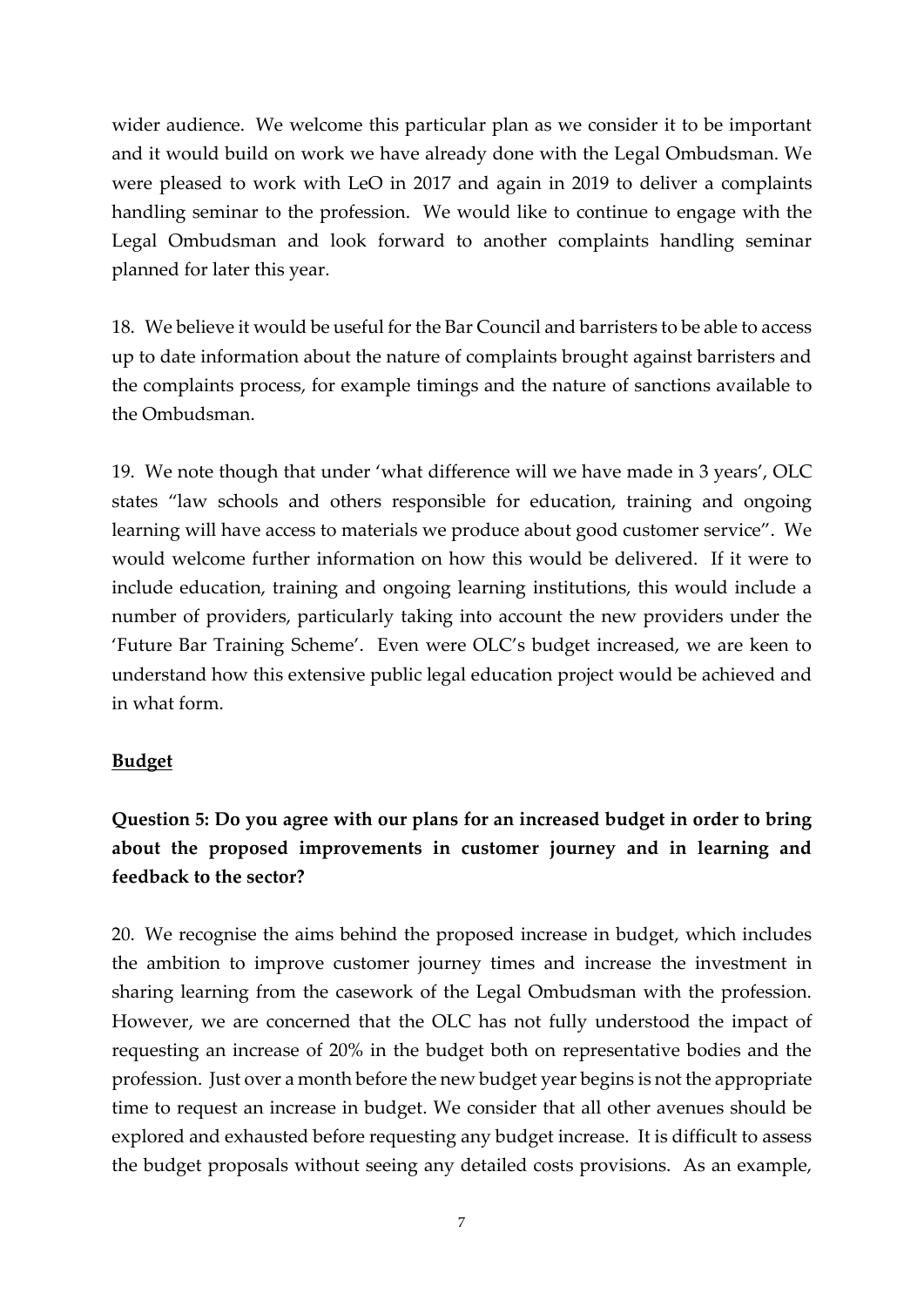wider audience. We welcome this particular plan as we consider it to be important and it would build on work we have already done with the Legal Ombudsman. We were pleased to work with LeO in 2017 and again in 2019 to deliver a complaints handling seminar to the profession. We would like to continue to engage with the Legal Ombudsman and look forward to another complaints handling seminar planned for later this year.

18. We believe it would be useful for the Bar Council and barristers to be able to access up to date information about the nature of complaints brought against barristers and the complaints process, for example timings and the nature of sanctions available to the Ombudsman.

19. We note though that under 'what difference will we have made in 3 years', OLC states "law schools and others responsible for education, training and ongoing learning will have access to materials we produce about good customer service". We would welcome further information on how this would be delivered. If it were to include education, training and ongoing learning institutions, this would include a number of providers, particularly taking into account the new providers under the 'Future Bar Training Scheme'. Even were OLC's budget increased, we are keen to understand how this extensive public legal education project would be achieved and in what form.

**Budget**

**Question 5: Do you agree with our plans for an increased budget in order to bring about the proposed improvements in customer journey and in learning and feedback to the sector?**

20. We recognise the aims behind the proposed increase in budget, which includes the ambition to improve customer journey times and increase the investment in sharing learning from the casework of the Legal Ombudsman with the profession. However, we are concerned that the OLC has not fully understood the impact of requesting an increase of 20% in the budget both on representative bodies and the profession. Just over a month before the new budget year begins is not the appropriate time to request an increase in budget. We consider that all other avenues should be explored and exhausted before requesting any budget increase. It is difficult to assess the budget proposals without seeing any detailed costs provisions. As an example,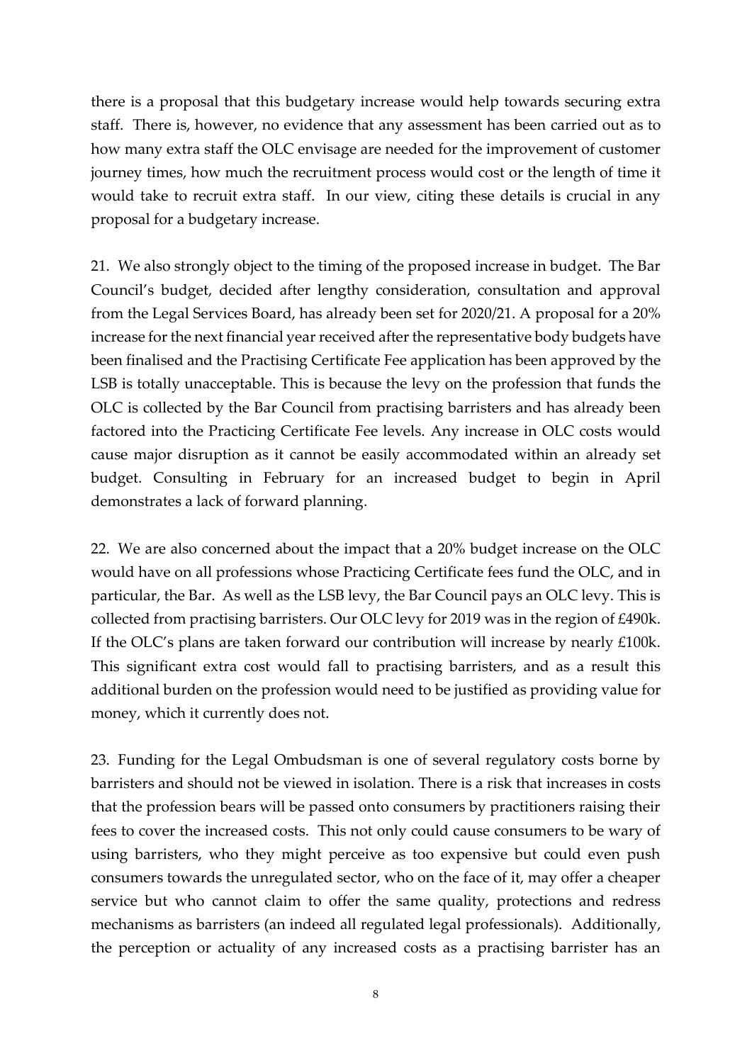there is a proposal that this budgetary increase would help towards securing extra staff. There is, however, no evidence that any assessment has been carried out as to how many extra staff the OLC envisage are needed for the improvement of customer journey times, how much the recruitment process would cost or the length of time it would take to recruit extra staff. In our view, citing these details is crucial in any proposal for a budgetary increase.

21. We also strongly object to the timing of the proposed increase in budget. The Bar Council's budget, decided after lengthy consideration, consultation and approval from the Legal Services Board, has already been set for 2020/21. A proposal for a 20% increase for the next financial year received after the representative body budgets have been finalised and the Practising Certificate Fee application has been approved by the LSB is totally unacceptable. This is because the levy on the profession that funds the OLC is collected by the Bar Council from practising barristers and has already been factored into the Practicing Certificate Fee levels. Any increase in OLC costs would cause major disruption as it cannot be easily accommodated within an already set budget. Consulting in February for an increased budget to begin in April demonstrates a lack of forward planning.

22. We are also concerned about the impact that a 20% budget increase on the OLC would have on all professions whose Practicing Certificate fees fund the OLC, and in particular, the Bar. As well as the LSB levy, the Bar Council pays an OLC levy. This is collected from practising barristers. Our OLC levy for 2019 was in the region of £490k. If the OLC's plans are taken forward our contribution will increase by nearly £100k. This significant extra cost would fall to practising barristers, and as a result this additional burden on the profession would need to be justified as providing value for money, which it currently does not.

23. Funding for the Legal Ombudsman is one of several regulatory costs borne by barristers and should not be viewed in isolation. There is a risk that increases in costs that the profession bears will be passed onto consumers by practitioners raising their fees to cover the increased costs. This not only could cause consumers to be wary of using barristers, who they might perceive as too expensive but could even push consumers towards the unregulated sector, who on the face of it, may offer a cheaper service but who cannot claim to offer the same quality, protections and redress mechanisms as barristers (an indeed all regulated legal professionals). Additionally, the perception or actuality of any increased costs as a practising barrister has an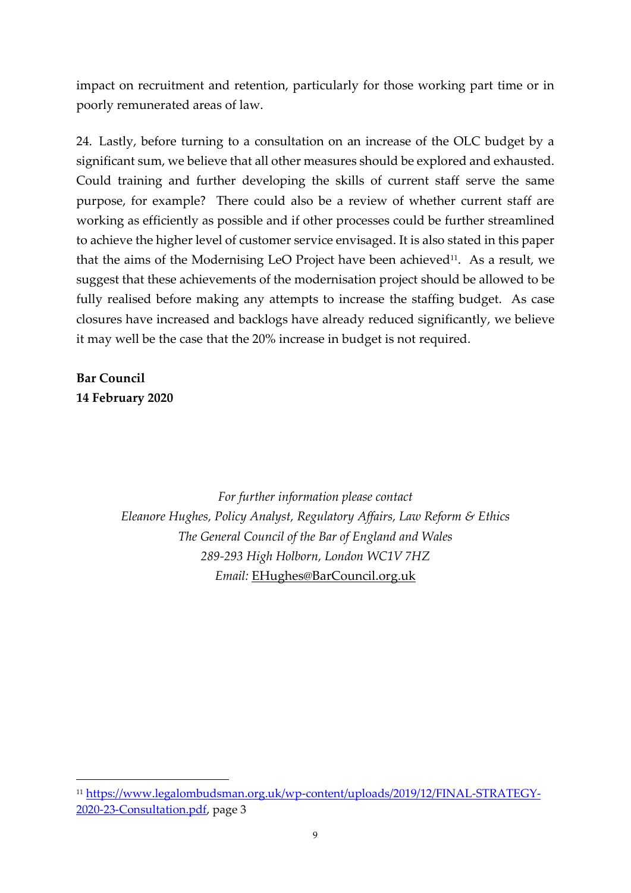impact on recruitment and retention, particularly for those working part time or in poorly remunerated areas of law.

24. Lastly, before turning to a consultation on an increase of the OLC budget by a significant sum, we believe that all other measures should be explored and exhausted. Could training and further developing the skills of current staff serve the same purpose, for example? There could also be a review of whether current staff are working as efficiently as possible and if other processes could be further streamlined to achieve the higher level of customer service envisaged. It is also stated in this paper that the aims of the Modernising LeO Project have been achieved[11]. As a result, we suggest that these achievements of the modernisation project should be allowed to be fully realised before making any attempts to increase the staffing budget. As case closures have increased and backlogs have already reduced significantly, we believe it may well be the case that the 20% increase in budget is not required.

**Bar Council**
**14 February 2020**

*For further information please contact*
*Eleanore Hughes, Policy Analyst, Regulatory Affairs, Law Reform & Ethics*
*The General Council of the Bar of England and Wales*
*289-293 High Holborn, London WC1V 7HZ*
*Email:* EHughes@BarCouncil.org.uk

---

[11] https://www.legalombudsman.org.uk/wp-content/uploads/2019/12/FINAL-STRATEGY-2020-23-Consultation.pdf, page 3